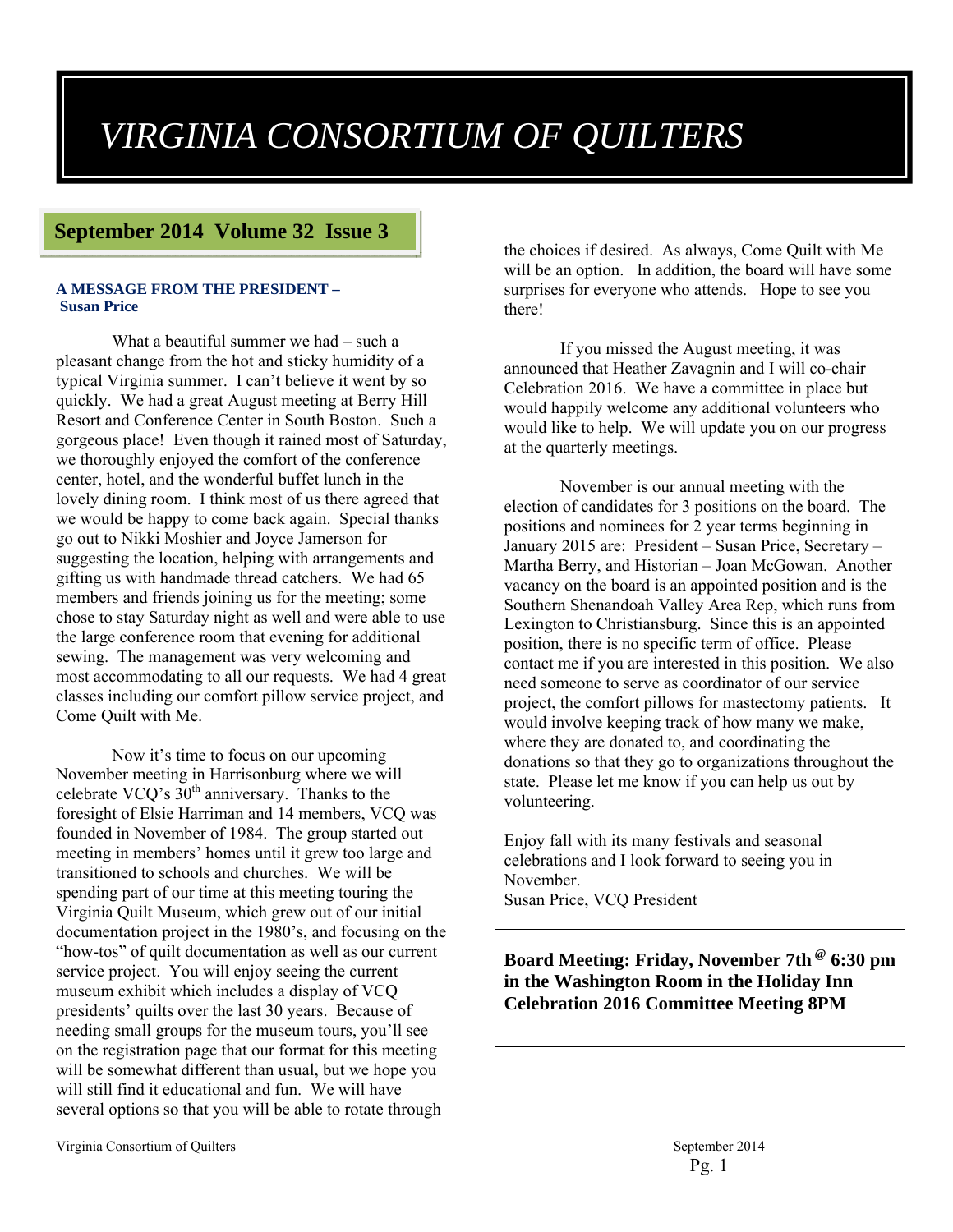# *VIRGINIA CONSORTIUM OF QUILTERS*

## September 2014 Volume 32 Issue 3

### A MESSAGE FROM THE PRESIDENT – Susan Price

What a beautiful summer we had – such a pleasant change from the hot and sticky humidity of a typical Virginia summer. I can't believe it went by so quickly. We had a great August meeting at Berry Hill Resort and Conference Center in South Boston. Such a gorgeous place! Even though it rained most of Saturday, we thoroughly enjoyed the comfort of the conference center, hotel, and the wonderful buffet lunch in the lovely dining room. I think most of us there agreed that we would be happy to come back again. Special thanks go out to Nikki Moshier and Joyce Jamerson for suggesting the location, helping with arrangements and gifting us with handmade thread catchers. We had 65 members and friends joining us for the meeting; some chose to stay Saturday night as well and were able to use the large conference room that evening for additional sewing. The management was very welcoming and most accommodating to all our requests. We had 4 great classes including our comfort pillow service project, and Come Quilt with Me.

Now it's time to focus on our upcoming November meeting in Harrisonburg where we will celebrate VCQ's 30th anniversary. Thanks to the foresight of Elsie Harriman and 14 members, VCQ was founded in November of 1984. The group started out meeting in members' homes until it grew too large and transitioned to schools and churches. We will be spending part of our time at this meeting touring the Virginia Quilt Museum, which grew out of our initial documentation project in the 1980's, and focusing on the "how-tos" of quilt documentation as well as our current service project. You will enjoy seeing the current museum exhibit which includes a display of VCQ presidents' quilts over the last 30 years. Because of needing small groups for the museum tours, you'll see on the registration page that our format for this meeting will be somewhat different than usual, but we hope you will still find it educational and fun. We will have several options so that you will be able to rotate through the choices if desired. As always, Come Quilt with Me will be an option. In addition, the board will have some surprises for everyone who attends. Hope to see you there!

If you missed the August meeting, it was announced that Heather Zavagnin and I will co-chair Celebration 2016. We have a committee in place but would happily welcome any additional volunteers who would like to help. We will update you on our progress at the quarterly meetings.

November is our annual meeting with the election of candidates for 3 positions on the board. The positions and nominees for 2 year terms beginning in January 2015 are: President – Susan Price, Secretary – Martha Berry, and Historian – Joan McGowan. Another vacancy on the board is an appointed position and is the Southern Shenandoah Valley Area Rep, which runs from Lexington to Christiansburg. Since this is an appointed position, there is no specific term of office. Please contact me if you are interested in this position. We also need someone to serve as coordinator of our service project, the comfort pillows for mastectomy patients. It would involve keeping track of how many we make, where they are donated to, and coordinating the donations so that they go to organizations throughout the state. Please let me know if you can help us out by volunteering.

Enjoy fall with its many festivals and seasonal celebrations and I look forward to seeing you in November.
Susan Price, VCQ President

**Board Meeting: Friday, November 7th @ 6:30 pm in the Washington Room in the Holiday Inn**
**Celebration 2016 Committee Meeting 8PM**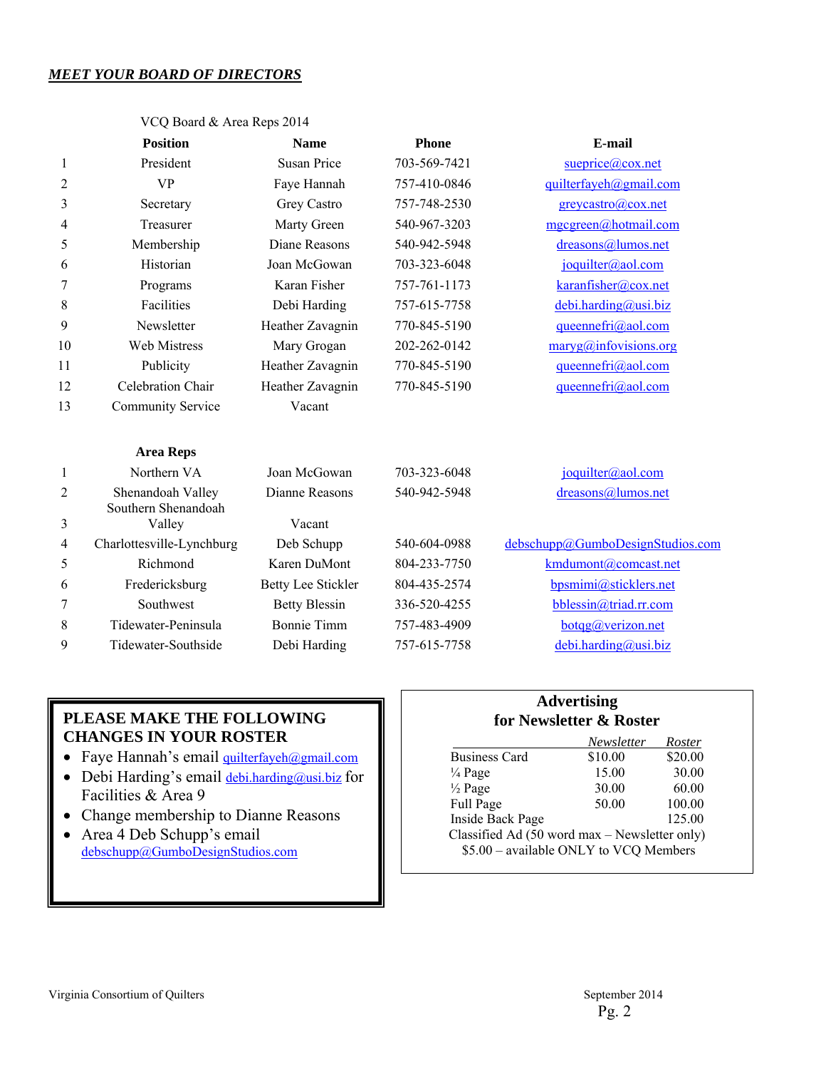## *MEET YOUR BOARD OF DIRECTORS*

VCQ Board & Area Reps 2014

| | Position | Name | Phone | E-mail |
|---|---|---|---|---|
| 1 | President | Susan Price | 703-569-7421 | sueprice@cox.net |
| 2 | VP | Faye Hannah | 757-410-0846 | quilterfayeh@gmail.com |
| 3 | Secretary | Grey Castro | 757-748-2530 | greycastro@cox.net |
| 4 | Treasurer | Marty Green | 540-967-3203 | mgcgreen@hotmail.com |
| 5 | Membership | Diane Reasons | 540-942-5948 | dreasons@lumos.net |
| 6 | Historian | Joan McGowan | 703-323-6048 | joquilter@aol.com |
| 7 | Programs | Karan Fisher | 757-761-1173 | karanfisher@cox.net |
| 8 | Facilities | Debi Harding | 757-615-7758 | debi.harding@usi.biz |
| 9 | Newsletter | Heather Zavagnin | 770-845-5190 | queennefri@aol.com |
| 10 | Web Mistress | Mary Grogan | 202-262-0142 | maryg@infovisions.org |
| 11 | Publicity | Heather Zavagnin | 770-845-5190 | queennefri@aol.com |
| 12 | Celebration Chair | Heather Zavagnin | 770-845-5190 | queennefri@aol.com |
| 13 | Community Service | Vacant | | |

| | Area Reps | | | |
|---|---|---|---|---|
| 1 | Northern VA | Joan McGowan | 703-323-6048 | joquilter@aol.com |
| 2 | Shenandoah Valley | Dianne Reasons | 540-942-5948 | dreasons@lumos.net |
| 3 | Southern Shenandoah Valley | Vacant | | |
| 4 | Charlottesville-Lynchburg | Deb Schupp | 540-604-0988 | debschupp@GumboDesignStudios.com |
| 5 | Richmond | Karen DuMont | 804-233-7750 | kmdumont@comcast.net |
| 6 | Fredericksburg | Betty Lee Stickler | 804-435-2574 | bpsmimi@sticklers.net |
| 7 | Southwest | Betty Blessin | 336-520-4255 | bblessin@triad.rr.com |
| 8 | Tidewater-Peninsula | Bonnie Timm | 757-483-4909 | botqg@verizon.net |
| 9 | Tidewater-Southside | Debi Harding | 757-615-7758 | debi.harding@usi.biz |

**PLEASE MAKE THE FOLLOWING CHANGES IN YOUR ROSTER**

- Faye Hannah's email quilterfayeh@gmail.com
- Debi Harding's email debi.harding@usi.biz for Facilities & Area 9
- Change membership to Dianne Reasons
- Area 4 Deb Schupp's email debschupp@GumboDesignStudios.com

**Advertising for Newsletter & Roster**

| | *Newsletter* | *Roster* |
|---|---|---|
| Business Card | $10.00 | $20.00 |
| ¼ Page | 15.00 | 30.00 |
| ½ Page | 30.00 | 60.00 |
| Full Page | 50.00 | 100.00 |
| Inside Back Page | | 125.00 |

Classified Ad (50 word max – Newsletter only)
$5.00 – available ONLY to VCQ Members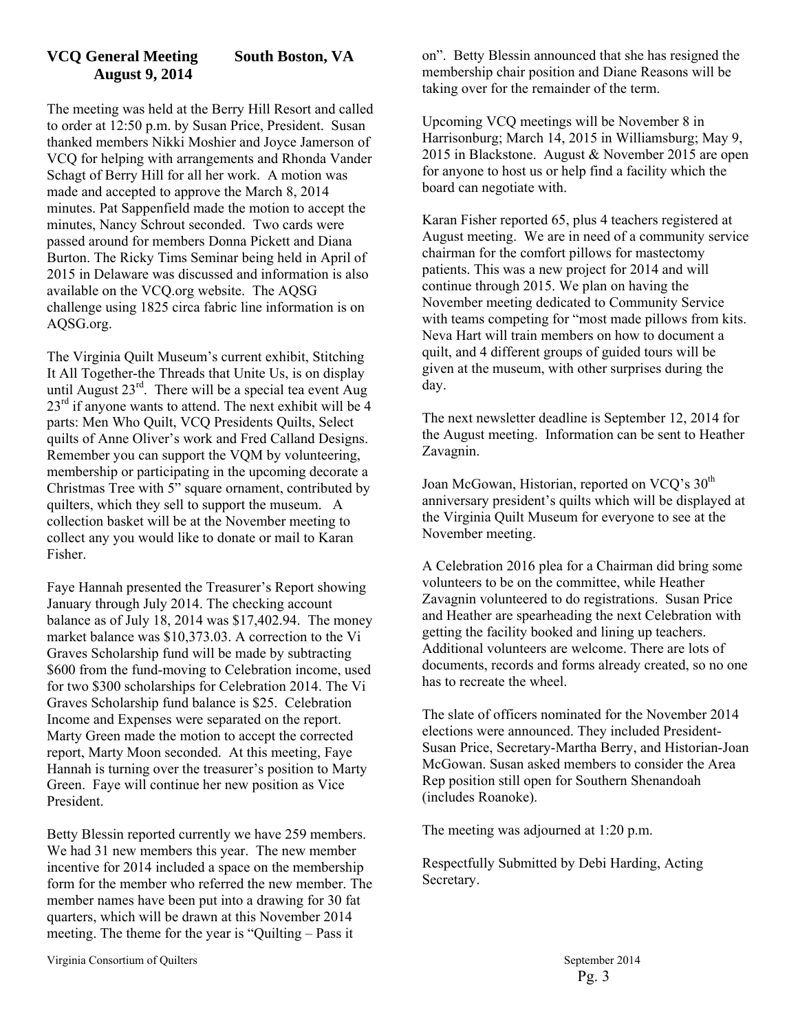## VCQ General Meeting — South Boston, VA
## August 9, 2014

The meeting was held at the Berry Hill Resort and called to order at 12:50 p.m. by Susan Price, President. Susan thanked members Nikki Moshier and Joyce Jamerson of VCQ for helping with arrangements and Rhonda Vander Schagt of Berry Hill for all her work. A motion was made and accepted to approve the March 8, 2014 minutes. Pat Sappenfield made the motion to accept the minutes, Nancy Schrout seconded. Two cards were passed around for members Donna Pickett and Diana Burton. The Ricky Tims Seminar being held in April of 2015 in Delaware was discussed and information is also available on the VCQ.org website. The AQSG challenge using 1825 circa fabric line information is on AQSG.org.

The Virginia Quilt Museum's current exhibit, Stitching It All Together-the Threads that Unite Us, is on display until August 23rd. There will be a special tea event Aug 23rd if anyone wants to attend. The next exhibit will be 4 parts: Men Who Quilt, VCQ Presidents Quilts, Select quilts of Anne Oliver's work and Fred Calland Designs. Remember you can support the VQM by volunteering, membership or participating in the upcoming decorate a Christmas Tree with 5" square ornament, contributed by quilters, which they sell to support the museum. A collection basket will be at the November meeting to collect any you would like to donate or mail to Karan Fisher.

Faye Hannah presented the Treasurer's Report showing January through July 2014. The checking account balance as of July 18, 2014 was $17,402.94. The money market balance was $10,373.03. A correction to the Vi Graves Scholarship fund will be made by subtracting $600 from the fund-moving to Celebration income, used for two $300 scholarships for Celebration 2014. The Vi Graves Scholarship fund balance is $25. Celebration Income and Expenses were separated on the report. Marty Green made the motion to accept the corrected report, Marty Moon seconded. At this meeting, Faye Hannah is turning over the treasurer's position to Marty Green. Faye will continue her new position as Vice President.

Betty Blessin reported currently we have 259 members. We had 31 new members this year. The new member incentive for 2014 included a space on the membership form for the member who referred the new member. The member names have been put into a drawing for 30 fat quarters, which will be drawn at this November 2014 meeting. The theme for the year is "Quilting – Pass it on". Betty Blessin announced that she has resigned the membership chair position and Diane Reasons will be taking over for the remainder of the term.

Upcoming VCQ meetings will be November 8 in Harrisonburg; March 14, 2015 in Williamsburg; May 9, 2015 in Blackstone. August & November 2015 are open for anyone to host us or help find a facility which the board can negotiate with.

Karan Fisher reported 65, plus 4 teachers registered at August meeting. We are in need of a community service chairman for the comfort pillows for mastectomy patients. This was a new project for 2014 and will continue through 2015. We plan on having the November meeting dedicated to Community Service with teams competing for "most made pillows from kits. Neva Hart will train members on how to document a quilt, and 4 different groups of guided tours will be given at the museum, with other surprises during the day.

The next newsletter deadline is September 12, 2014 for the August meeting. Information can be sent to Heather Zavagnin.

Joan McGowan, Historian, reported on VCQ's 30th anniversary president's quilts which will be displayed at the Virginia Quilt Museum for everyone to see at the November meeting.

A Celebration 2016 plea for a Chairman did bring some volunteers to be on the committee, while Heather Zavagnin volunteered to do registrations. Susan Price and Heather are spearheading the next Celebration with getting the facility booked and lining up teachers. Additional volunteers are welcome. There are lots of documents, records and forms already created, so no one has to recreate the wheel.

The slate of officers nominated for the November 2014 elections were announced. They included President-Susan Price, Secretary-Martha Berry, and Historian-Joan McGowan. Susan asked members to consider the Area Rep position still open for Southern Shenandoah (includes Roanoke).

The meeting was adjourned at 1:20 p.m.

Respectfully Submitted by Debi Harding, Acting Secretary.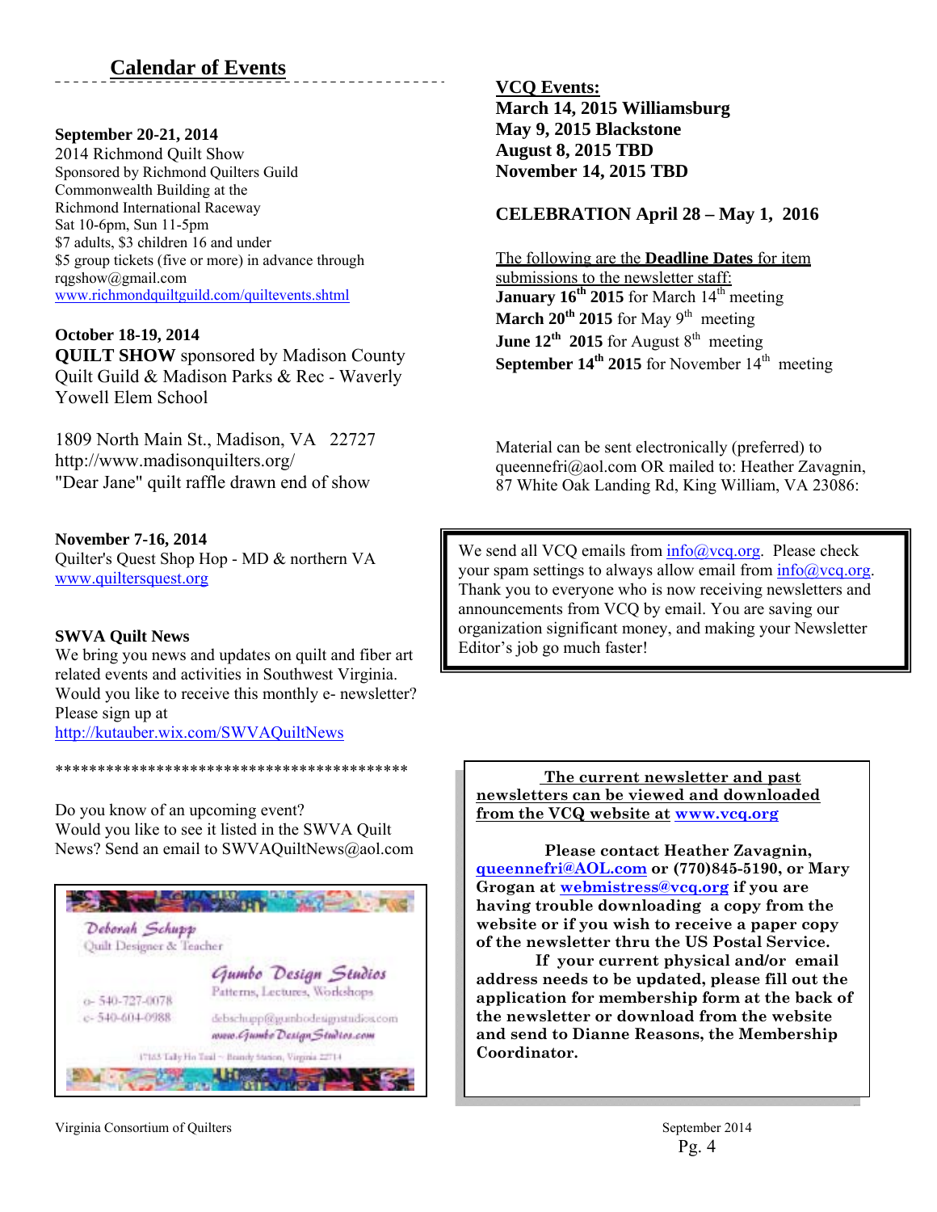## Calendar of Events

**September 20-21, 2014**
2014 Richmond Quilt Show
Sponsored by Richmond Quilters Guild
Commonwealth Building at the
Richmond International Raceway
Sat 10-6pm, Sun 11-5pm
$7 adults, $3 children 16 and under
$5 group tickets (five or more) in advance through
rqgshow@gmail.com
www.richmondquiltguild.com/quiltevents.shtml

**October 18-19, 2014**
**QUILT SHOW** sponsored by Madison County Quilt Guild & Madison Parks & Rec - Waverly Yowell Elem School

1809 North Main St., Madison, VA 22727
http://www.madisonquilters.org/
"Dear Jane" quilt raffle drawn end of show

**November 7-16, 2014**
Quilter's Quest Shop Hop - MD & northern VA
www.quiltersquest.org

**SWVA Quilt News**
We bring you news and updates on quilt and fiber art related events and activities in Southwest Virginia. Would you like to receive this monthly e- newsletter? Please sign up at
http://kutauber.wix.com/SWVAQuiltNews

******************************************

Do you know of an upcoming event?
Would you like to see it listed in the SWVA Quilt News? Send an email to SWVAQuiltNews@aol.com

Deborah Schupp
Quilt Designer & Teacher

Gumbo Design Studios
Patterns, Lectures, Workshops

o- 540-727-0078
c- 540-604-0988

debschupp@gumbodesignstudios.com
www.GumboDesignStudios.com

17163 Tally Ho Trail ~ Brandy Station, Virginia 22714

**VCQ Events:**
**March 14, 2015 Williamsburg**
**May 9, 2015 Blackstone**
**August 8, 2015 TBD**
**November 14, 2015 TBD**

**CELEBRATION April 28 – May 1, 2016**

The following are the **Deadline Dates** for item submissions to the newsletter staff:
**January 16th 2015** for March 14th meeting
**March 20th 2015** for May 9th meeting
**June 12th 2015** for August 8th meeting
**September 14th 2015** for November 14th meeting

Material can be sent electronically (preferred) to queennefri@aol.com OR mailed to: Heather Zavagnin, 87 White Oak Landing Rd, King William, VA 23086:

We send all VCQ emails from info@vcq.org. Please check your spam settings to always allow email from info@vcq.org. Thank you to everyone who is now receiving newsletters and announcements from VCQ by email. You are saving our organization significant money, and making your Newsletter Editor's job go much faster!

**The current newsletter and past newsletters can be viewed and downloaded from the VCQ website at www.vcq.org**

**Please contact Heather Zavagnin, queennefri@AOL.com or (770)845-5190, or Mary Grogan at webmistress@vcq.org if you are having trouble downloading a copy from the website or if you wish to receive a paper copy of the newsletter thru the US Postal Service.**

**If your current physical and/or email address needs to be updated, please fill out the application for membership form at the back of the newsletter or download from the website and send to Dianne Reasons, the Membership Coordinator.**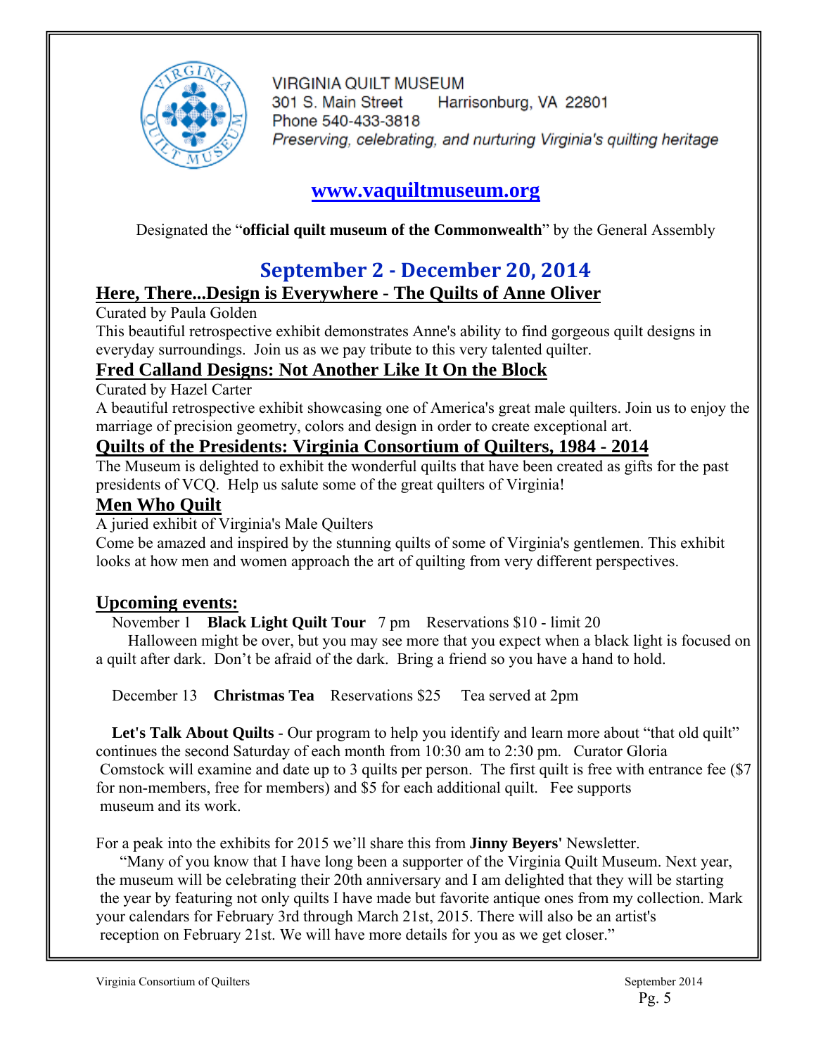VIRGINIA QUILT MUSEUM
301 S. Main Street Harrisonburg, VA 22801
Phone 540-433-3818
*Preserving, celebrating, and nurturing Virginia's quilting heritage*

**[www.vaquiltmuseum.org](http://www.vaquiltmuseum.org)**

Designated the "**official quilt museum of the Commonwealth**" by the General Assembly

## September 2 - December 20, 2014

### Here, There...Design is Everywhere - The Quilts of Anne Oliver

Curated by Paula Golden

This beautiful retrospective exhibit demonstrates Anne's ability to find gorgeous quilt designs in everyday surroundings. Join us as we pay tribute to this very talented quilter.

### Fred Calland Designs: Not Another Like It On the Block

Curated by Hazel Carter

A beautiful retrospective exhibit showcasing one of America's great male quilters. Join us to enjoy the marriage of precision geometry, colors and design in order to create exceptional art.

### Quilts of the Presidents: Virginia Consortium of Quilters, 1984 - 2014

The Museum is delighted to exhibit the wonderful quilts that have been created as gifts for the past presidents of VCQ. Help us salute some of the great quilters of Virginia!

### Men Who Quilt

A juried exhibit of Virginia's Male Quilters

Come be amazed and inspired by the stunning quilts of some of Virginia's gentlemen. This exhibit looks at how men and women approach the art of quilting from very different perspectives.

### Upcoming events:

November 1 **Black Light Quilt Tour** 7 pm Reservations $10 - limit 20

Halloween might be over, but you may see more that you expect when a black light is focused on a quilt after dark. Don't be afraid of the dark. Bring a friend so you have a hand to hold.

December 13 **Christmas Tea** Reservations $25 Tea served at 2pm

**Let's Talk About Quilts** - Our program to help you identify and learn more about "that old quilt" continues the second Saturday of each month from 10:30 am to 2:30 pm. Curator Gloria Comstock will examine and date up to 3 quilts per person. The first quilt is free with entrance fee ($7 for non-members, free for members) and $5 for each additional quilt. Fee supports museum and its work.

For a peak into the exhibits for 2015 we'll share this from **Jinny Beyers'** Newsletter.

"Many of you know that I have long been a supporter of the Virginia Quilt Museum. Next year, the museum will be celebrating their 20th anniversary and I am delighted that they will be starting the year by featuring not only quilts I have made but favorite antique ones from my collection. Mark your calendars for February 3rd through March 21st, 2015. There will also be an artist's reception on February 21st. We will have more details for you as we get closer."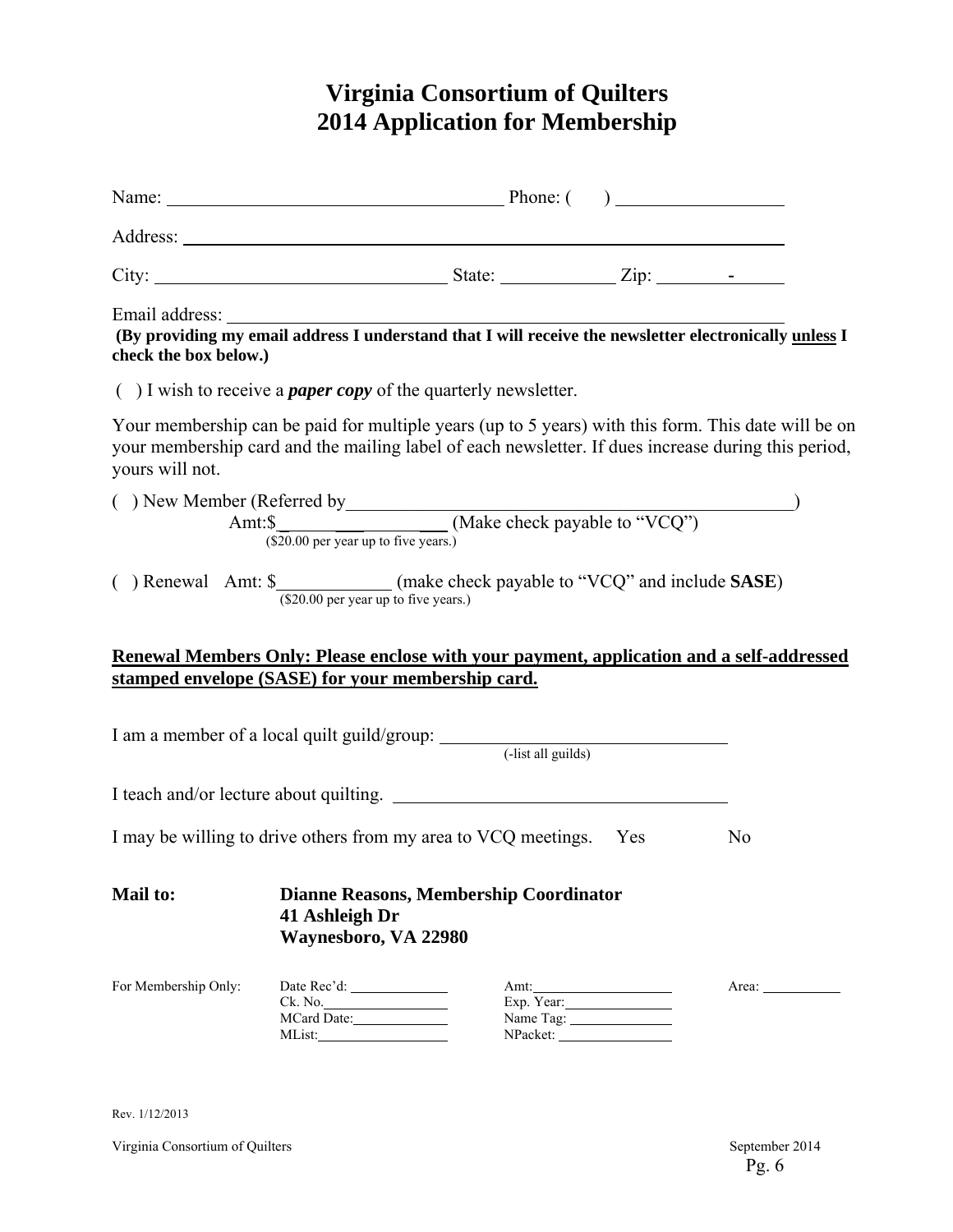# Virginia Consortium of Quilters
# 2014 Application for Membership

Name: ______________________________ Phone: (   ) ______________

Address: ______________________________________________

City: __________________________ State: __________ Zip: _______-_____

Email address: ______________________________________________

**(By providing my email address I understand that I will receive the newsletter electronically unless I check the box below.)**

( ) I wish to receive a ***paper copy*** of the quarterly newsletter.

Your membership can be paid for multiple years (up to 5 years) with this form. This date will be on your membership card and the mailing label of each newsletter. If dues increase during this period, yours will not.

( ) New Member (Referred by______________________________________)
Amt:$_______________ (Make check payable to "VCQ")
($20.00 per year up to five years.)

( ) Renewal Amt: $____________ (make check payable to "VCQ" and include **SASE**)
($20.00 per year up to five years.)

**Renewal Members Only: Please enclose with your payment, application and a self-addressed stamped envelope (SASE) for your membership card.**

I am a member of a local quilt guild/group: ______________________________
(-list all guilds)

I teach and/or lecture about quilting. ______________________________

I may be willing to drive others from my area to VCQ meetings. Yes No

**Mail to:** **Dianne Reasons, Membership Coordinator**
**41 Ashleigh Dr**
**Waynesboro, VA 22980**

| For Membership Only: | Date Rec'd: ________ | Amt: ________ | Area: ________ |
|---|---|---|---|
| | Ck. No. ________ | Exp. Year: ________ | |
| | MCard Date: ________ | Name Tag: ________ | |
| | MList: ________ | NPacket: ________ | |

Rev. 1/12/2013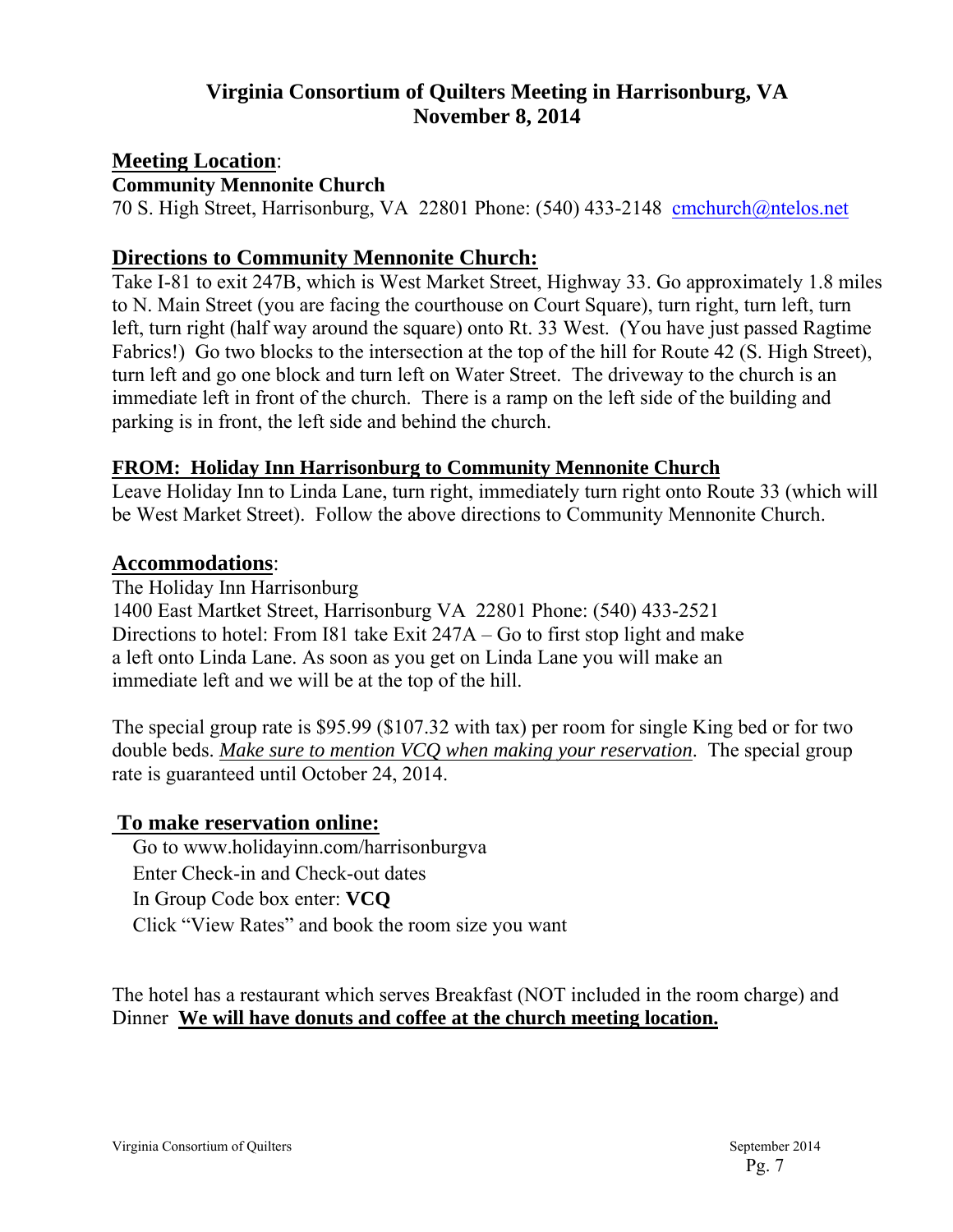## Virginia Consortium of Quilters Meeting in Harrisonburg, VA
## November 8, 2014

**Meeting Location**:

**Community Mennonite Church**

70 S. High Street, Harrisonburg, VA 22801 Phone: (540) 433-2148 cmchurch@ntelos.net

**Directions to Community Mennonite Church:**

Take I-81 to exit 247B, which is West Market Street, Highway 33. Go approximately 1.8 miles to N. Main Street (you are facing the courthouse on Court Square), turn right, turn left, turn left, turn right (half way around the square) onto Rt. 33 West. (You have just passed Ragtime Fabrics!) Go two blocks to the intersection at the top of the hill for Route 42 (S. High Street), turn left and go one block and turn left on Water Street. The driveway to the church is an immediate left in front of the church. There is a ramp on the left side of the building and parking is in front, the left side and behind the church.

**FROM: Holiday Inn Harrisonburg to Community Mennonite Church**

Leave Holiday Inn to Linda Lane, turn right, immediately turn right onto Route 33 (which will be West Market Street). Follow the above directions to Community Mennonite Church.

**Accommodations**:

The Holiday Inn Harrisonburg
1400 East Martket Street, Harrisonburg VA 22801 Phone: (540) 433-2521
Directions to hotel: From I81 take Exit 247A – Go to first stop light and make a left onto Linda Lane. As soon as you get on Linda Lane you will make an immediate left and we will be at the top of the hill.

The special group rate is $95.99 ($107.32 with tax) per room for single King bed or for two double beds. *Make sure to mention VCQ when making your reservation*. The special group rate is guaranteed until October 24, 2014.

**To make reservation online:**

Go to www.holidayinn.com/harrisonburgva
Enter Check-in and Check-out dates
In Group Code box enter: **VCQ**
Click "View Rates" and book the room size you want

The hotel has a restaurant which serves Breakfast (NOT included in the room charge) and Dinner **We will have donuts and coffee at the church meeting location.**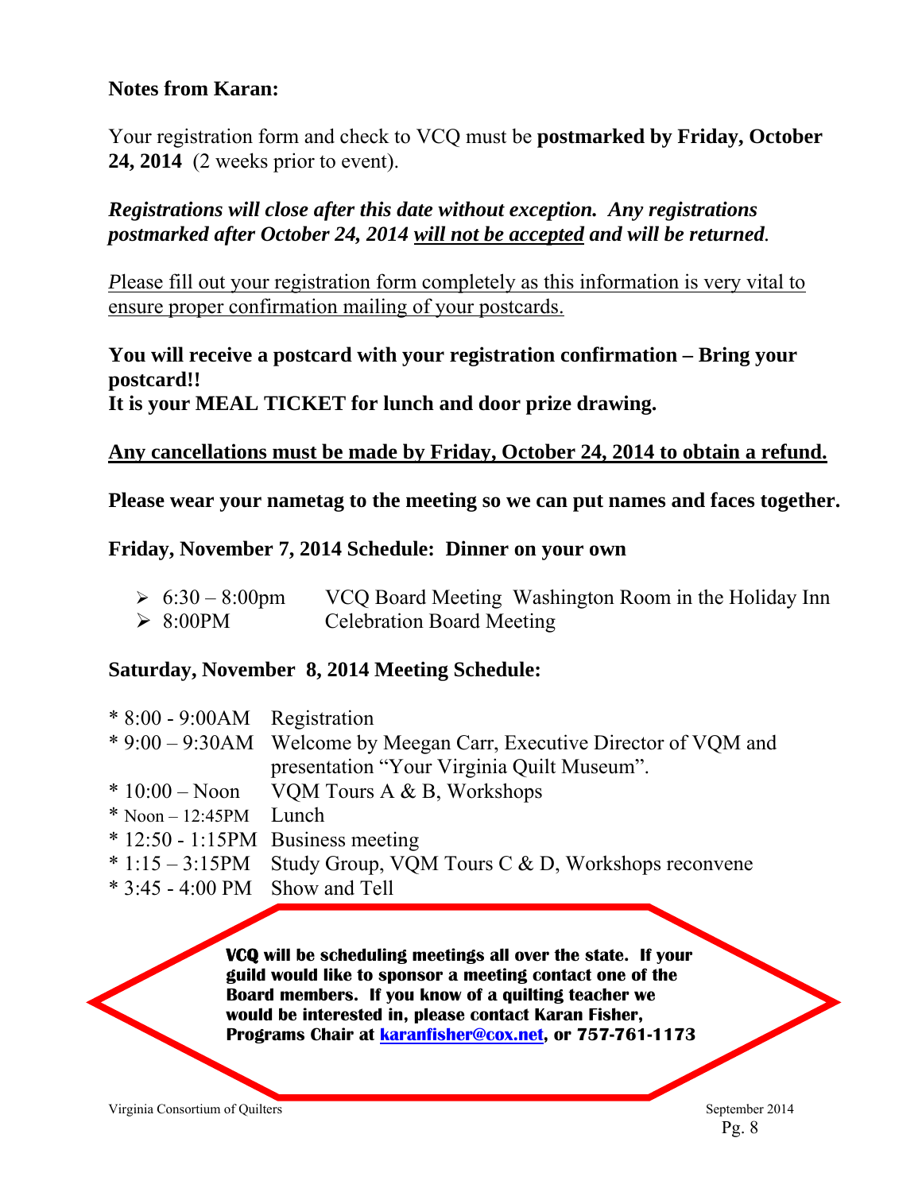**Notes from Karan:**

Your registration form and check to VCQ must be **postmarked by Friday, October 24, 2014** (2 weeks prior to event).

***Registrations will close after this date without exception. Any registrations postmarked after October 24, 2014 <u>will not be accepted</u> and will be returned.***

<u>*P*lease fill out your registration form completely as this information is very vital to ensure proper confirmation mailing of your postcards.</u>

**You will receive a postcard with your registration confirmation – Bring your postcard!!**
**It is your MEAL TICKET for lunch and door prize drawing.**

**<u>Any cancellations must be made by Friday, October 24, 2014 to obtain a refund.</u>**

**Please wear your nametag to the meeting so we can put names and faces together.**

**Friday, November 7, 2014 Schedule: Dinner on your own**

- 6:30 – 8:00pm VCQ Board Meeting Washington Room in the Holiday Inn
- 8:00PM Celebration Board Meeting

**Saturday, November 8, 2014 Meeting Schedule:**

* 8:00 - 9:00AM Registration
* 9:00 – 9:30AM Welcome by Meegan Carr, Executive Director of VQM and presentation "Your Virginia Quilt Museum".
* 10:00 – Noon VQM Tours A & B, Workshops
* Noon – 12:45PM Lunch
* 12:50 - 1:15PM Business meeting
* 1:15 – 3:15PM Study Group, VQM Tours C & D, Workshops reconvene
* 3:45 - 4:00 PM Show and Tell

**VCQ will be scheduling meetings all over the state. If your guild would like to sponsor a meeting contact one of the Board members. If you know of a quilting teacher we would be interested in, please contact Karan Fisher, Programs Chair at karanfisher@cox.net, or 757-761-1173**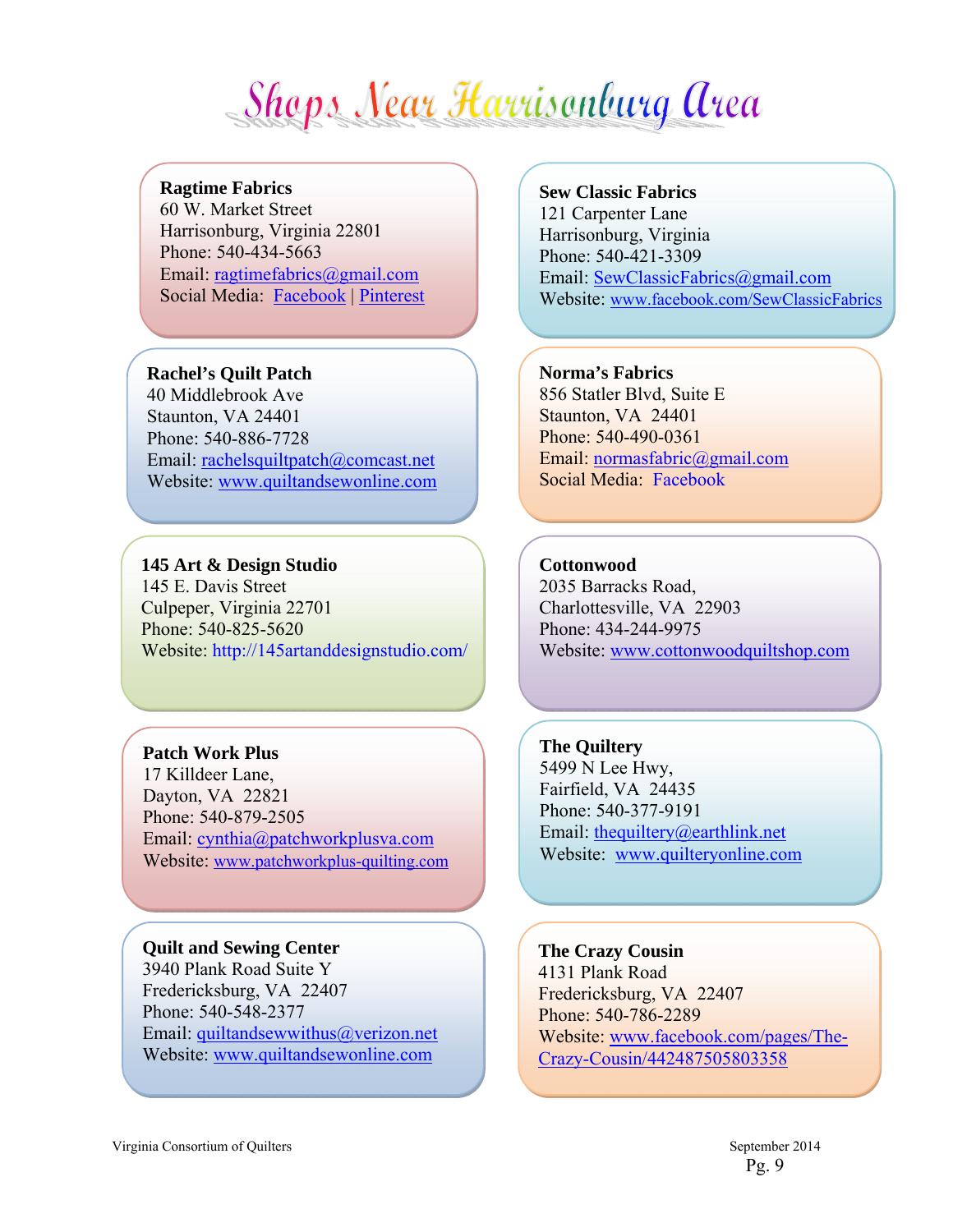# Shops Near Harrisonburg Area

**Ragtime Fabrics**
60 W. Market Street
Harrisonburg, Virginia 22801
Phone: 540-434-5663
Email: ragtimefabrics@gmail.com
Social Media: Facebook | Pinterest

**Sew Classic Fabrics**
121 Carpenter Lane
Harrisonburg, Virginia
Phone: 540-421-3309
Email: SewClassicFabrics@gmail.com
Website: www.facebook.com/SewClassicFabrics

**Rachel's Quilt Patch**
40 Middlebrook Ave
Staunton, VA 24401
Phone: 540-886-7728
Email: rachelsquiltpatch@comcast.net
Website: www.quiltandsewonline.com

**Norma's Fabrics**
856 Statler Blvd, Suite E
Staunton, VA 24401
Phone: 540-490-0361
Email: normasfabric@gmail.com
Social Media: Facebook

**145 Art & Design Studio**
145 E. Davis Street
Culpeper, Virginia 22701
Phone: 540-825-5620
Website: http://145artanddesignstudio.com/

**Cottonwood**
2035 Barracks Road,
Charlottesville, VA 22903
Phone: 434-244-9975
Website: www.cottonwoodquiltshop.com

**Patch Work Plus**
17 Killdeer Lane,
Dayton, VA 22821
Phone: 540-879-2505
Email: cynthia@patchworkplusva.com
Website: www.patchworkplus-quilting.com

**The Quiltery**
5499 N Lee Hwy,
Fairfield, VA 24435
Phone: 540-377-9191
Email: thequiltery@earthlink.net
Website: www.quilteryonline.com

**Quilt and Sewing Center**
3940 Plank Road Suite Y
Fredericksburg, VA 22407
Phone: 540-548-2377
Email: quiltandsewwithus@verizon.net
Website: www.quiltandsewonline.com

**The Crazy Cousin**
4131 Plank Road
Fredericksburg, VA 22407
Phone: 540-786-2289
Website: www.facebook.com/pages/The-Crazy-Cousin/442487505803358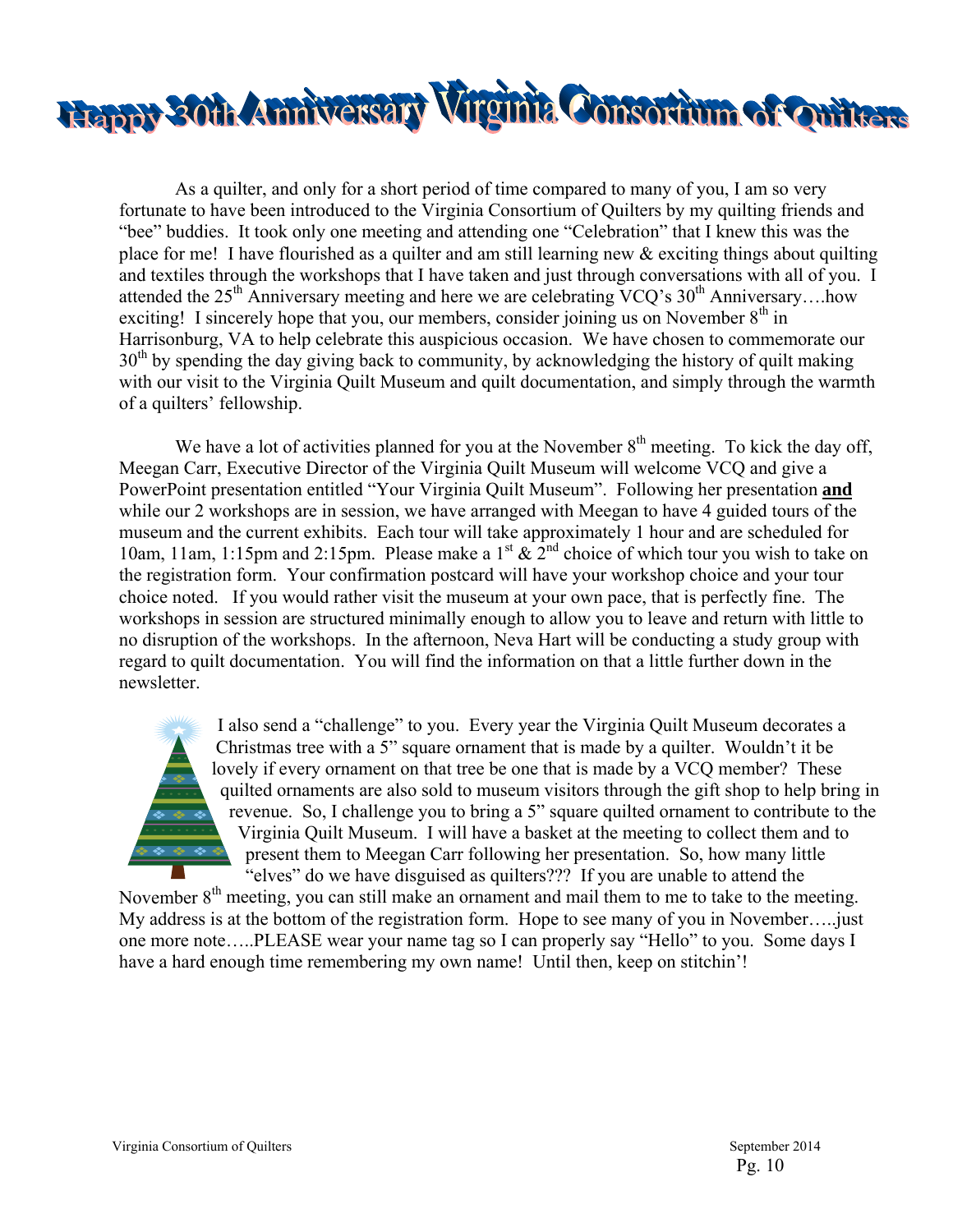# Happy 30th Anniversary Virginia Consortium of Quilters

As a quilter, and only for a short period of time compared to many of you, I am so very fortunate to have been introduced to the Virginia Consortium of Quilters by my quilting friends and "bee" buddies. It took only one meeting and attending one "Celebration" that I knew this was the place for me! I have flourished as a quilter and am still learning new & exciting things about quilting and textiles through the workshops that I have taken and just through conversations with all of you. I attended the 25th Anniversary meeting and here we are celebrating VCQ's 30th Anniversary….how exciting! I sincerely hope that you, our members, consider joining us on November 8th in Harrisonburg, VA to help celebrate this auspicious occasion. We have chosen to commemorate our 30th by spending the day giving back to community, by acknowledging the history of quilt making with our visit to the Virginia Quilt Museum and quilt documentation, and simply through the warmth of a quilters' fellowship.

We have a lot of activities planned for you at the November 8th meeting. To kick the day off, Meegan Carr, Executive Director of the Virginia Quilt Museum will welcome VCQ and give a PowerPoint presentation entitled "Your Virginia Quilt Museum". Following her presentation **and** while our 2 workshops are in session, we have arranged with Meegan to have 4 guided tours of the museum and the current exhibits. Each tour will take approximately 1 hour and are scheduled for 10am, 11am, 1:15pm and 2:15pm. Please make a 1st & 2nd choice of which tour you wish to take on the registration form. Your confirmation postcard will have your workshop choice and your tour choice noted. If you would rather visit the museum at your own pace, that is perfectly fine. The workshops in session are structured minimally enough to allow you to leave and return with little to no disruption of the workshops. In the afternoon, Neva Hart will be conducting a study group with regard to quilt documentation. You will find the information on that a little further down in the newsletter.

I also send a "challenge" to you. Every year the Virginia Quilt Museum decorates a Christmas tree with a 5" square ornament that is made by a quilter. Wouldn't it be lovely if every ornament on that tree be one that is made by a VCQ member? These quilted ornaments are also sold to museum visitors through the gift shop to help bring in revenue. So, I challenge you to bring a 5" square quilted ornament to contribute to the Virginia Quilt Museum. I will have a basket at the meeting to collect them and to present them to Meegan Carr following her presentation. So, how many little "elves" do we have disguised as quilters??? If you are unable to attend the November 8th meeting, you can still make an ornament and mail them to me to take to the meeting. My address is at the bottom of the registration form. Hope to see many of you in November…..just one more note…..PLEASE wear your name tag so I can properly say "Hello" to you. Some days I have a hard enough time remembering my own name! Until then, keep on stitchin'!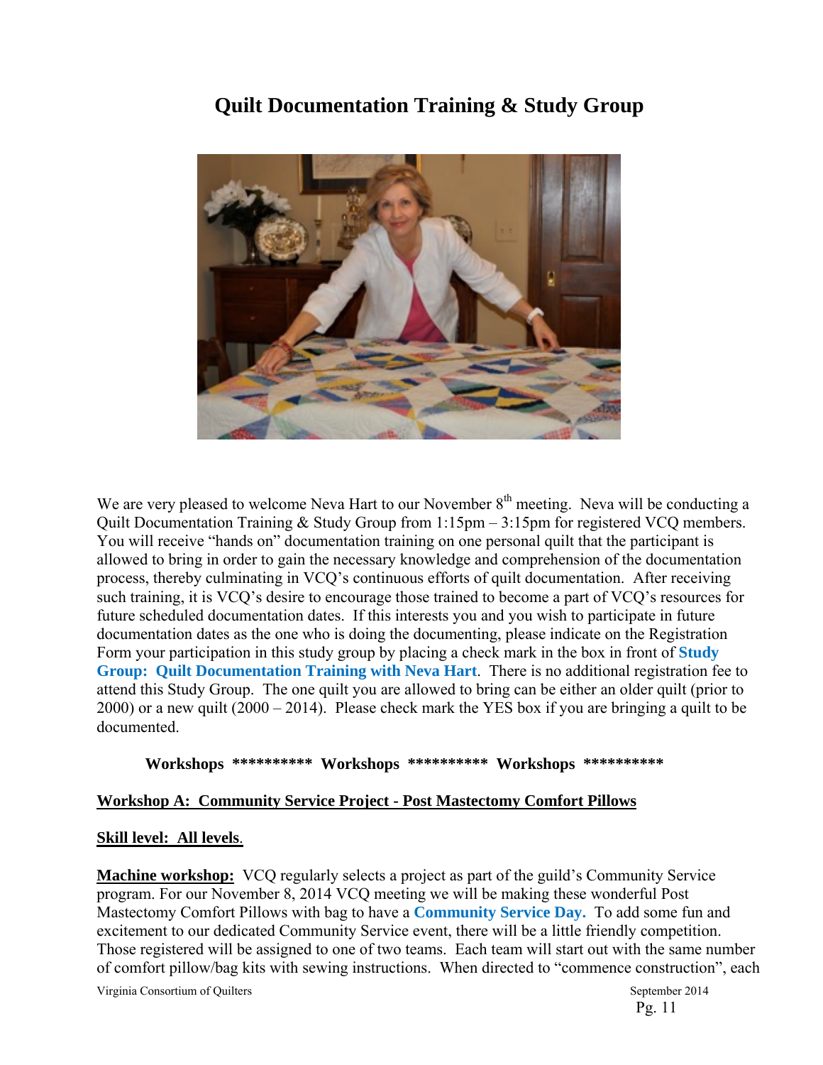# Quilt Documentation Training & Study Group

We are very pleased to welcome Neva Hart to our November 8th meeting. Neva will be conducting a Quilt Documentation Training & Study Group from 1:15pm – 3:15pm for registered VCQ members. You will receive "hands on" documentation training on one personal quilt that the participant is allowed to bring in order to gain the necessary knowledge and comprehension of the documentation process, thereby culminating in VCQ's continuous efforts of quilt documentation. After receiving such training, it is VCQ's desire to encourage those trained to become a part of VCQ's resources for future scheduled documentation dates. If this interests you and you wish to participate in future documentation dates as the one who is doing the documenting, please indicate on the Registration Form your participation in this study group by placing a check mark in the box in front of **Study Group: Quilt Documentation Training with Neva Hart**. There is no additional registration fee to attend this Study Group. The one quilt you are allowed to bring can be either an older quilt (prior to 2000) or a new quilt (2000 – 2014). Please check mark the YES box if you are bringing a quilt to be documented.

**Workshops \*\*\*\*\*\*\*\*\*\* Workshops \*\*\*\*\*\*\*\*\*\* Workshops \*\*\*\*\*\*\*\*\*\***

**Workshop A: Community Service Project - Post Mastectomy Comfort Pillows**

**Skill level: All levels**.

**Machine workshop:** VCQ regularly selects a project as part of the guild's Community Service program. For our November 8, 2014 VCQ meeting we will be making these wonderful Post Mastectomy Comfort Pillows with bag to have a **Community Service Day.** To add some fun and excitement to our dedicated Community Service event, there will be a little friendly competition. Those registered will be assigned to one of two teams. Each team will start out with the same number of comfort pillow/bag kits with sewing instructions. When directed to "commence construction", each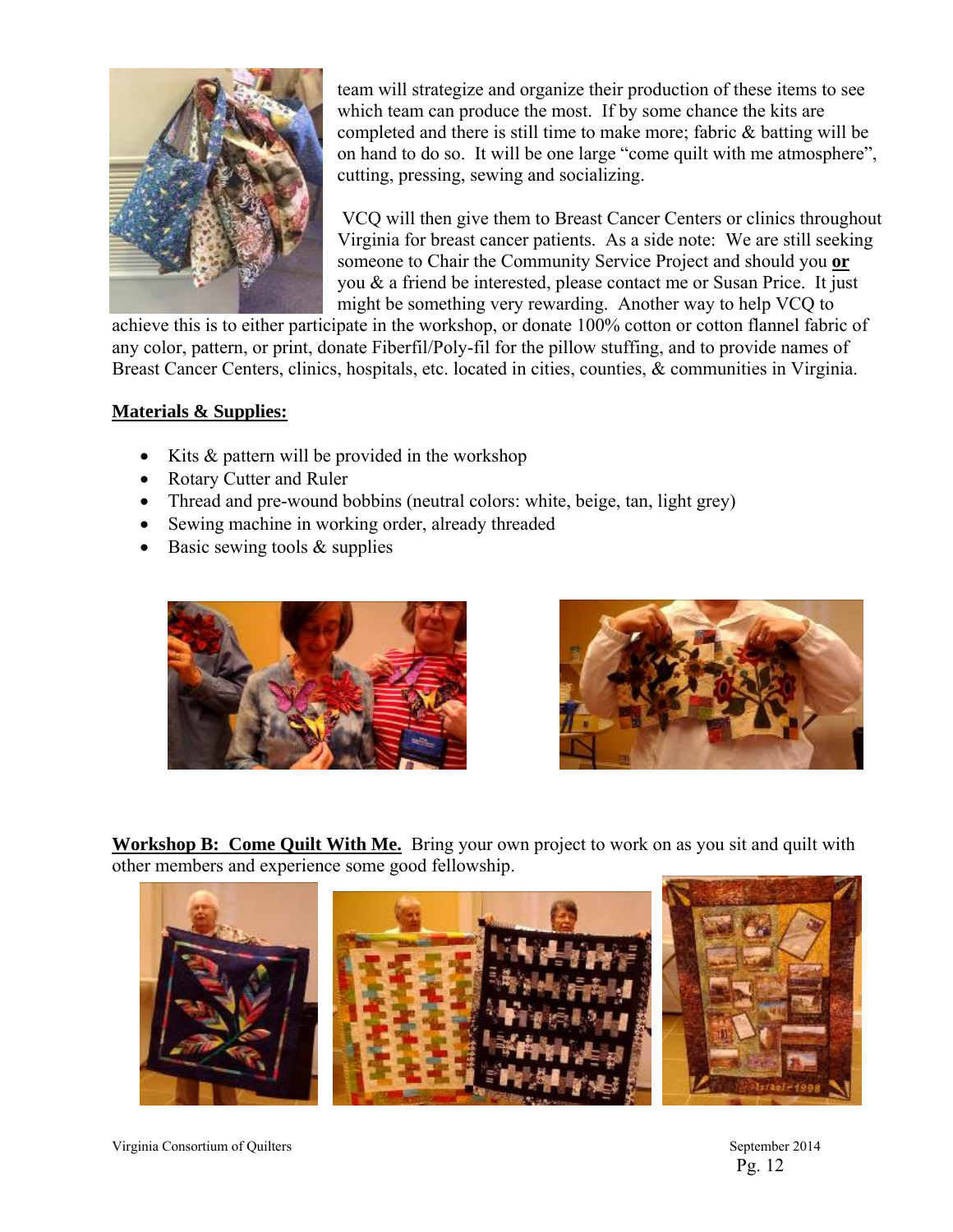team will strategize and organize their production of these items to see which team can produce the most. If by some chance the kits are completed and there is still time to make more; fabric & batting will be on hand to do so. It will be one large "come quilt with me atmosphere", cutting, pressing, sewing and socializing.

VCQ will then give them to Breast Cancer Centers or clinics throughout Virginia for breast cancer patients. As a side note: We are still seeking someone to Chair the Community Service Project and should you **or** you & a friend be interested, please contact me or Susan Price. It just might be something very rewarding. Another way to help VCQ to achieve this is to either participate in the workshop, or donate 100% cotton or cotton flannel fabric of any color, pattern, or print, donate Fiberfil/Poly-fil for the pillow stuffing, and to provide names of Breast Cancer Centers, clinics, hospitals, etc. located in cities, counties, & communities in Virginia.

**Materials & Supplies:**

- Kits & pattern will be provided in the workshop
- Rotary Cutter and Ruler
- Thread and pre-wound bobbins (neutral colors: white, beige, tan, light grey)
- Sewing machine in working order, already threaded
- Basic sewing tools & supplies

**Workshop B: Come Quilt With Me.** Bring your own project to work on as you sit and quilt with other members and experience some good fellowship.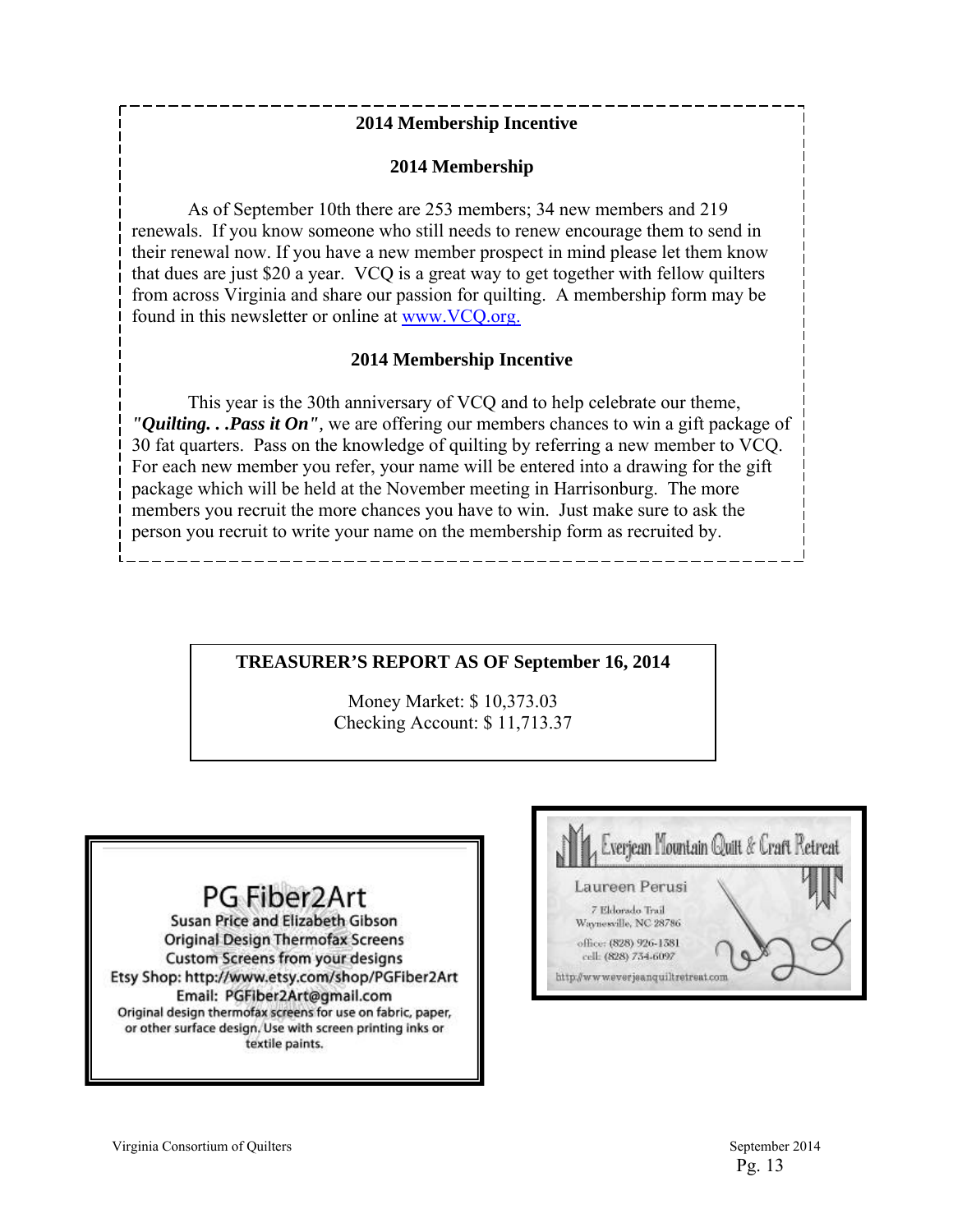## 2014 Membership Incentive

### 2014 Membership

As of September 10th there are 253 members; 34 new members and 219 renewals. If you know someone who still needs to renew encourage them to send in their renewal now. If you have a new member prospect in mind please let them know that dues are just $20 a year. VCQ is a great way to get together with fellow quilters from across Virginia and share our passion for quilting. A membership form may be found in this newsletter or online at www.VCQ.org.

### 2014 Membership Incentive

This year is the 30th anniversary of VCQ and to help celebrate our theme, ***"Quilting. . .Pass it On"***, we are offering our members chances to win a gift package of 30 fat quarters. Pass on the knowledge of quilting by referring a new member to VCQ. For each new member you refer, your name will be entered into a drawing for the gift package which will be held at the November meeting in Harrisonburg. The more members you recruit the more chances you have to win. Just make sure to ask the person you recruit to write your name on the membership form as recruited by.

**TREASURER'S REPORT AS OF September 16, 2014**

Money Market: $ 10,373.03
Checking Account: $ 11,713.37

**PG Fiber2Art**
Susan Price and Elizabeth Gibson
Original Design Thermofax Screens
Custom Screens from your designs
Etsy Shop: http://www.etsy.com/shop/PGFiber2Art
Email: PGFiber2Art@gmail.com
Original design thermofax screens for use on fabric, paper, or other surface design. Use with screen printing inks or textile paints.

**Everjean Mountain Quilt & Craft Retreat**
Laureen Perusi
7 Eldorado Trail
Waynesville, NC 28786
office: (828) 926-1381
cell: (828) 734-6097
http://www.everjeanquiltretreat.com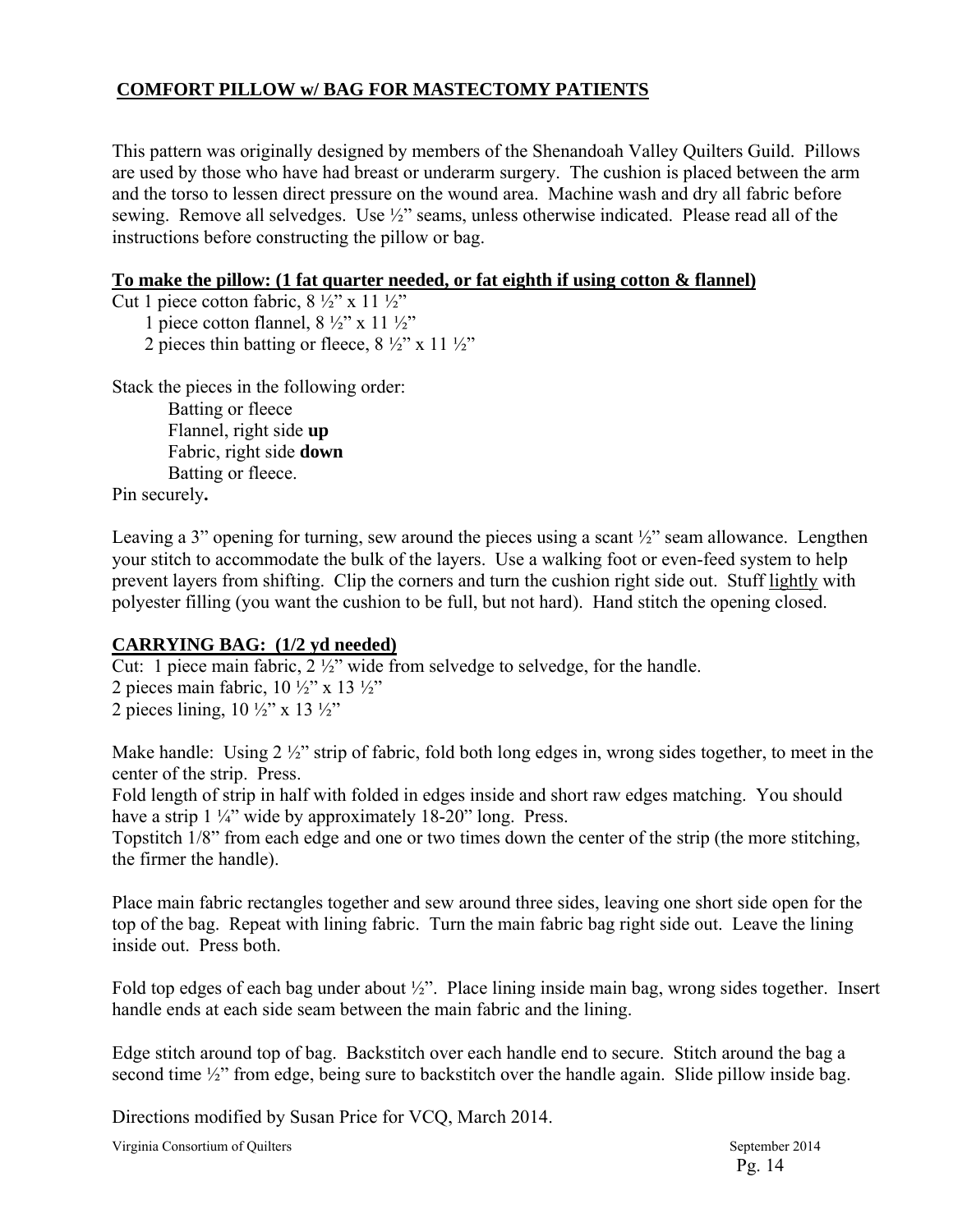## COMFORT PILLOW w/ BAG FOR MASTECTOMY PATIENTS

This pattern was originally designed by members of the Shenandoah Valley Quilters Guild. Pillows are used by those who have had breast or underarm surgery. The cushion is placed between the arm and the torso to lessen direct pressure on the wound area. Machine wash and dry all fabric before sewing. Remove all selvedges. Use ½" seams, unless otherwise indicated. Please read all of the instructions before constructing the pillow or bag.

### To make the pillow: (1 fat quarter needed, or fat eighth if using cotton & flannel)

Cut 1 piece cotton fabric, 8 ½" x 11 ½"
1 piece cotton flannel, 8 ½" x 11 ½"
2 pieces thin batting or fleece, 8 ½" x 11 ½"

Stack the pieces in the following order:

Batting or fleece
Flannel, right side **up**
Fabric, right side **down**
Batting or fleece.

Pin securely.

Leaving a 3" opening for turning, sew around the pieces using a scant ½" seam allowance. Lengthen your stitch to accommodate the bulk of the layers. Use a walking foot or even-feed system to help prevent layers from shifting. Clip the corners and turn the cushion right side out. Stuff lightly with polyester filling (you want the cushion to be full, but not hard). Hand stitch the opening closed.

### CARRYING BAG: (1/2 yd needed)

Cut: 1 piece main fabric, 2 ½" wide from selvedge to selvedge, for the handle.
2 pieces main fabric, 10 ½" x 13 ½"
2 pieces lining, 10 ½" x 13 ½"

Make handle: Using 2 ½" strip of fabric, fold both long edges in, wrong sides together, to meet in the center of the strip. Press.
Fold length of strip in half with folded in edges inside and short raw edges matching. You should have a strip 1 ¼" wide by approximately 18-20" long. Press.
Topstitch 1/8" from each edge and one or two times down the center of the strip (the more stitching, the firmer the handle).

Place main fabric rectangles together and sew around three sides, leaving one short side open for the top of the bag. Repeat with lining fabric. Turn the main fabric bag right side out. Leave the lining inside out. Press both.

Fold top edges of each bag under about ½". Place lining inside main bag, wrong sides together. Insert handle ends at each side seam between the main fabric and the lining.

Edge stitch around top of bag. Backstitch over each handle end to secure. Stitch around the bag a second time ½" from edge, being sure to backstitch over the handle again. Slide pillow inside bag.

Directions modified by Susan Price for VCQ, March 2014.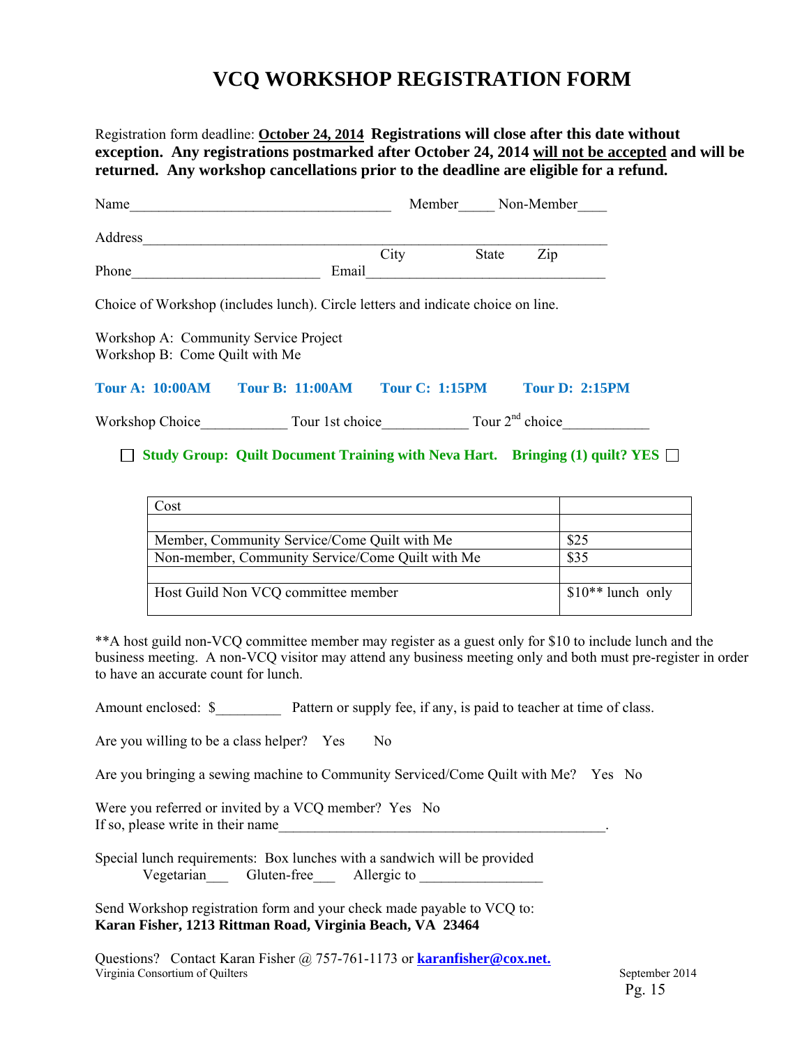# VCQ WORKSHOP REGISTRATION FORM

Registration form deadline: **October 24, 2014** **Registrations will close after this date without exception. Any registrations postmarked after October 24, 2014 will not be accepted and will be returned. Any workshop cancellations prior to the deadline are eligible for a refund.**

Name____________________________________ Member_____ Non-Member____

Address________________________________________________________________

City State Zip

Phone__________________________ Email_________________________________

Choice of Workshop (includes lunch). Circle letters and indicate choice on line.

Workshop A: Community Service Project
Workshop B: Come Quilt with Me

**Tour A: 10:00AM** **Tour B: 11:00AM** **Tour C: 1:15PM** **Tour D: 2:15PM**

Workshop Choice____________ Tour 1st choice____________ Tour 2nd choice____________

☐ **Study Group: Quilt Document Training with Neva Hart. Bringing (1) quilt? YES** ☐

| Cost | |
|---|---|
| | |
| Member, Community Service/Come Quilt with Me | $25 |
| Non-member, Community Service/Come Quilt with Me | $35 |
| | |
| Host Guild Non VCQ committee member | $10** lunch only |

**A host guild non-VCQ committee member may register as a guest only for $10 to include lunch and the business meeting. A non-VCQ visitor may attend any business meeting only and both must pre-register in order to have an accurate count for lunch.

Amount enclosed: $_________ Pattern or supply fee, if any, is paid to teacher at time of class.

Are you willing to be a class helper? Yes No

Are you bringing a sewing machine to Community Serviced/Come Quilt with Me? Yes No

Were you referred or invited by a VCQ member? Yes No
If so, please write in their name______________________________________________.

Special lunch requirements: Box lunches with a sandwich will be provided
Vegetarian___ Gluten-free___ Allergic to _________________

Send Workshop registration form and your check made payable to VCQ to:
**Karan Fisher, 1213 Rittman Road, Virginia Beach, VA 23464**

Questions? Contact Karan Fisher @ 757-761-1173 or **karanfisher@cox.net.**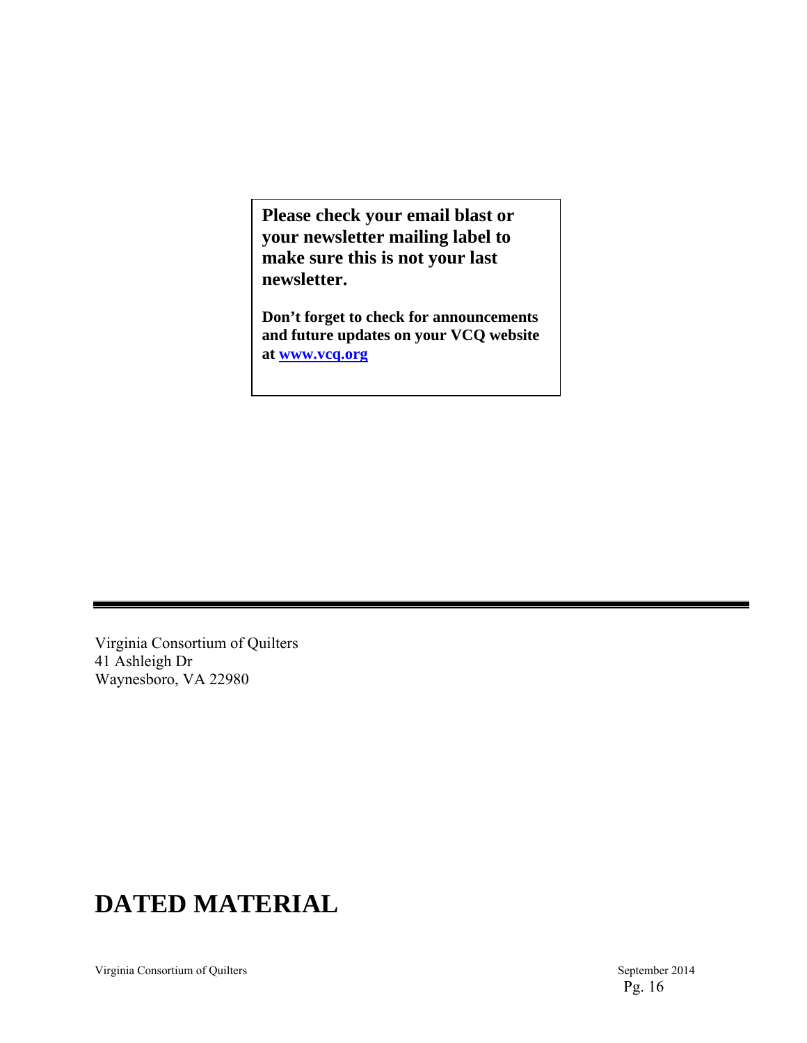**Please check your email blast or your newsletter mailing label to make sure this is not your last newsletter.**

**Don't forget to check for announcements and future updates on your VCQ website at [www.vcq.org](http://www.vcq.org)**

---

Virginia Consortium of Quilters
41 Ashleigh Dr
Waynesboro, VA 22980

# DATED MATERIAL